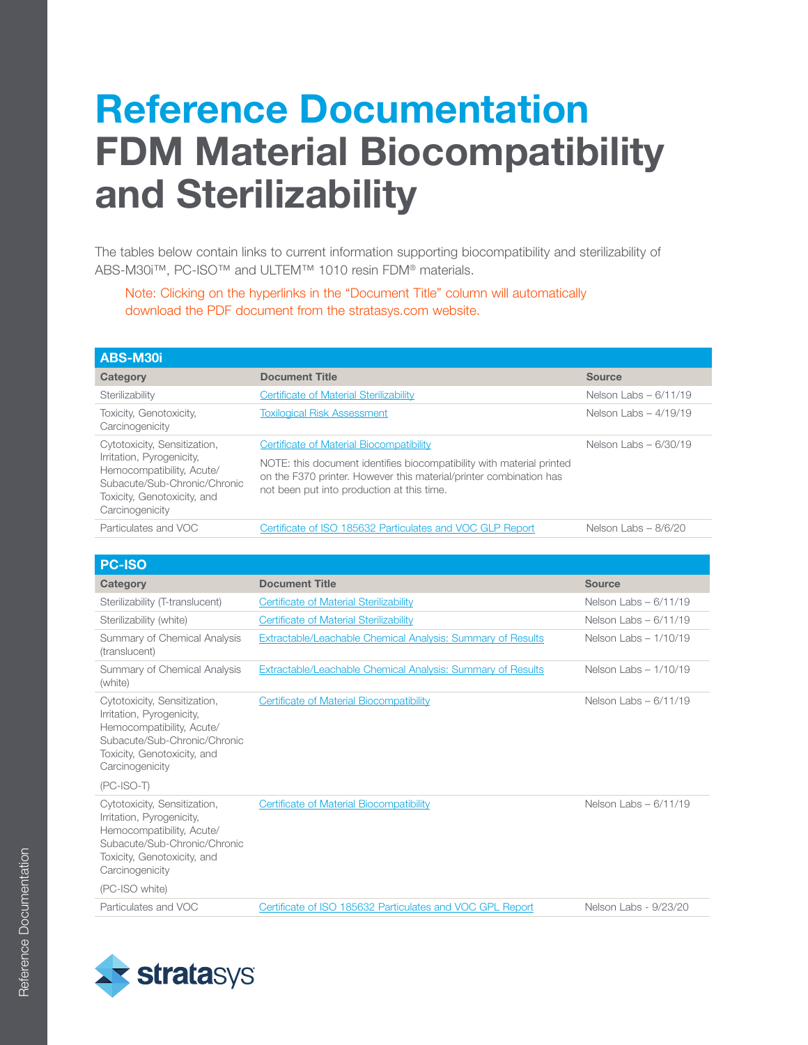# Reference Documentation
# FDM Material Biocompatibility and Sterilizability

The tables below contain links to current information supporting biocompatibility and sterilizability of ABS-M30i™, PC-ISO™ and ULTEM™ 1010 resin FDM® materials.

Note: Clicking on the hyperlinks in the "Document Title" column will automatically download the PDF document from the stratasys.com website.

## ABS-M30i

| Category | Document Title | Source |
|---|---|---|
| Sterilizability | Certificate of Material Sterilizability | Nelson Labs – 6/11/19 |
| Toxicity, Genotoxicity, Carcinogenicity | Toxilogical Risk Assessment | Nelson Labs – 4/19/19 |
| Cytotoxicity, Sensitization, Irritation, Pyrogenicity, Hemocompatibility, Acute/ Subacute/Sub-Chronic/Chronic Toxicity, Genotoxicity, and Carcinogenicity | Certificate of Material Biocompatibility<br><br>NOTE: this document identifies biocompatibility with material printed on the F370 printer. However this material/printer combination has not been put into production at this time. | Nelson Labs – 6/30/19 |
| Particulates and VOC | Certificate of ISO 185632 Particulates and VOC GLP Report | Nelson Labs – 8/6/20 |

## PC-ISO

| Category | Document Title | Source |
|---|---|---|
| Sterilizability (T-translucent) | Certificate of Material Sterilizability | Nelson Labs – 6/11/19 |
| Sterilizability (white) | Certificate of Material Sterilizability | Nelson Labs – 6/11/19 |
| Summary of Chemical Analysis (translucent) | Extractable/Leachable Chemical Analysis: Summary of Results | Nelson Labs – 1/10/19 |
| Summary of Chemical Analysis (white) | Extractable/Leachable Chemical Analysis: Summary of Results | Nelson Labs – 1/10/19 |
| Cytotoxicity, Sensitization, Irritation, Pyrogenicity, Hemocompatibility, Acute/ Subacute/Sub-Chronic/Chronic Toxicity, Genotoxicity, and Carcinogenicity<br><br>(PC-ISO-T) | Certificate of Material Biocompatibility | Nelson Labs – 6/11/19 |
| Cytotoxicity, Sensitization, Irritation, Pyrogenicity, Hemocompatibility, Acute/ Subacute/Sub-Chronic/Chronic Toxicity, Genotoxicity, and Carcinogenicity<br><br>(PC-ISO white) | Certificate of Material Biocompatibility | Nelson Labs – 6/11/19 |
| Particulates and VOC | Certificate of ISO 185632 Particulates and VOC GPL Report | Nelson Labs - 9/23/20 |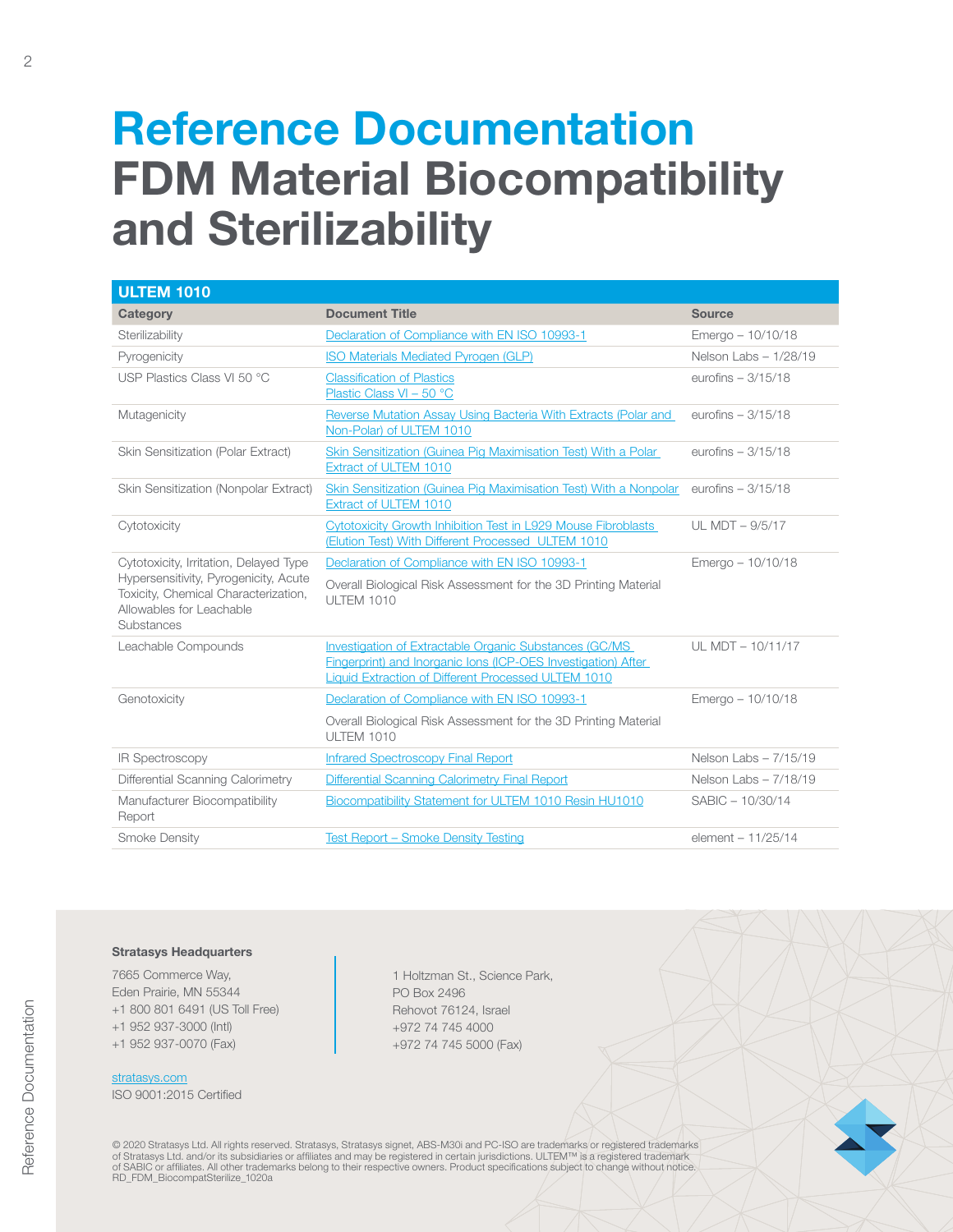# Reference Documentation

# FDM Material Biocompatibility and Sterilizability

**ULTEM 1010**

| Category | Document Title | Source |
|---|---|---|
| Sterilizability | Declaration of Compliance with EN ISO 10993-1 | Emergo – 10/10/18 |
| Pyrogenicity | ISO Materials Mediated Pyrogen (GLP) | Nelson Labs – 1/28/19 |
| USP Plastics Class VI 50 °C | Classification of Plastics Plastic Class VI – 50 °C | eurofins – 3/15/18 |
| Mutagenicity | Reverse Mutation Assay Using Bacteria With Extracts (Polar and Non-Polar) of ULTEM 1010 | eurofins – 3/15/18 |
| Skin Sensitization (Polar Extract) | Skin Sensitization (Guinea Pig Maximisation Test) With a Polar Extract of ULTEM 1010 | eurofins – 3/15/18 |
| Skin Sensitization (Nonpolar Extract) | Skin Sensitization (Guinea Pig Maximisation Test) With a Nonpolar Extract of ULTEM 1010 | eurofins – 3/15/18 |
| Cytotoxicity | Cytotoxicity Growth Inhibition Test in L929 Mouse Fibroblasts (Elution Test) With Different Processed ULTEM 1010 | UL MDT – 9/5/17 |
| Cytotoxicity, Irritation, Delayed Type Hypersensitivity, Pyrogenicity, Acute Toxicity, Chemical Characterization, Allowables for Leachable Substances | Declaration of Compliance with EN ISO 10993-1<br>Overall Biological Risk Assessment for the 3D Printing Material ULTEM 1010 | Emergo – 10/10/18 |
| Leachable Compounds | Investigation of Extractable Organic Substances (GC/MS Fingerprint) and Inorganic Ions (ICP-OES Investigation) After Liquid Extraction of Different Processed ULTEM 1010 | UL MDT – 10/11/17 |
| Genotoxicity | Declaration of Compliance with EN ISO 10993-1<br>Overall Biological Risk Assessment for the 3D Printing Material ULTEM 1010 | Emergo – 10/10/18 |
| IR Spectroscopy | Infrared Spectroscopy Final Report | Nelson Labs – 7/15/19 |
| Differential Scanning Calorimetry | Differential Scanning Calorimetry Final Report | Nelson Labs – 7/18/19 |
| Manufacturer Biocompatibility Report | Biocompatibility Statement for ULTEM 1010 Resin HU1010 | SABIC – 10/30/14 |
| Smoke Density | Test Report – Smoke Density Testing | element – 11/25/14 |

**Stratasys Headquarters**

7665 Commerce Way,
Eden Prairie, MN 55344
+1 800 801 6491 (US Toll Free)
+1 952 937-3000 (Intl)
+1 952 937-0070 (Fax)

1 Holtzman St., Science Park,
PO Box 2496
Rehovot 76124, Israel
+972 74 745 4000
+972 74 745 5000 (Fax)

stratasys.com
ISO 9001:2015 Certified

© 2020 Stratasys Ltd. All rights reserved. Stratasys, Stratasys signet, ABS-M30i and PC-ISO are trademarks or registered trademarks of Stratasys Ltd. and/or its subsidiaries or affiliates and may be registered in certain jurisdictions. ULTEM™ is a registered trademark of SABIC or affiliates. All other trademarks belong to their respective owners. Product specifications subject to change without notice.
RD_FDM_BiocompatSterilize_1020a